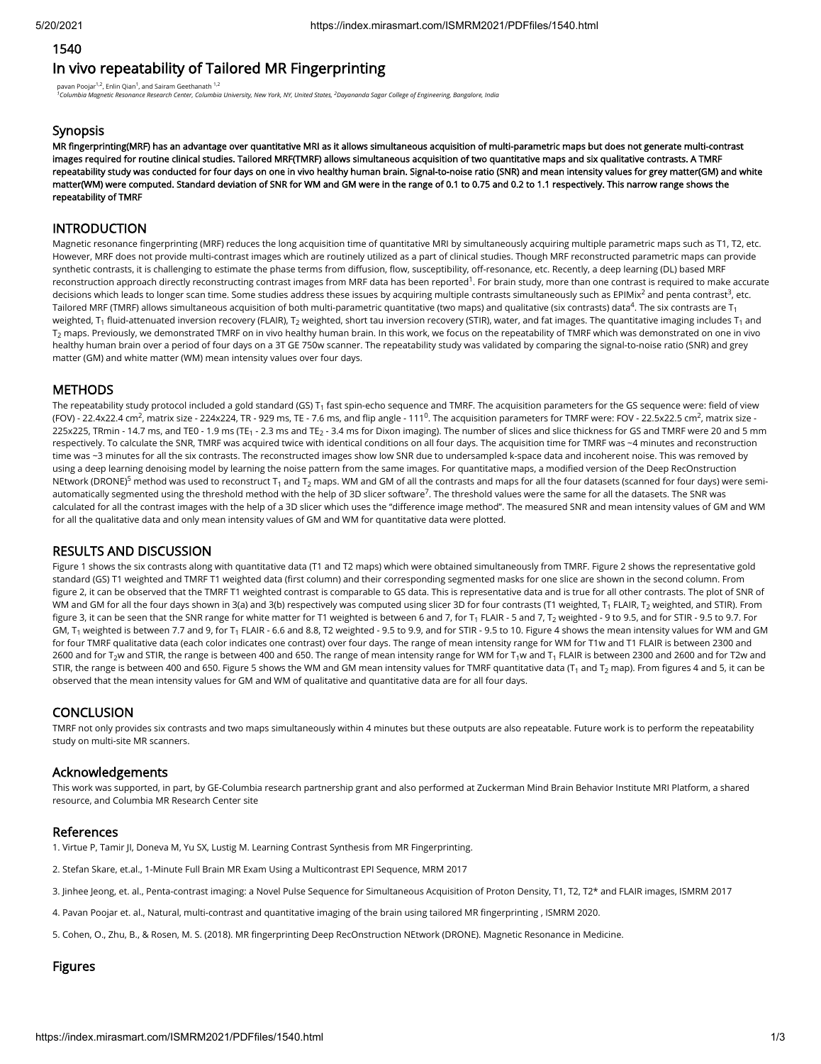1540

# In vivo repeatability of Tailored MR Fingerprinting

pavan Poojar[1,2], Enlin Qian[1], and Sairam Geethanath [1,2]
[1]Columbia Magnetic Resonance Research Center, Columbia University, New York, NY, United States, [2]Dayananda Sagar College of Engineering, Bangalore, India

## Synopsis

**MR fingerprinting(MRF) has an advantage over quantitative MRI as it allows simultaneous acquisition of multi-parametric maps but does not generate multi-contrast images required for routine clinical studies. Tailored MRF(TMRF) allows simultaneous acquisition of two quantitative maps and six qualitative contrasts. A TMRF repeatability study was conducted for four days on one in vivo healthy human brain. Signal-to-noise ratio (SNR) and mean intensity values for grey matter(GM) and white matter(WM) were computed. Standard deviation of SNR for WM and GM were in the range of 0.1 to 0.75 and 0.2 to 1.1 respectively. This narrow range shows the repeatability of TMRF**

## INTRODUCTION

Magnetic resonance fingerprinting (MRF) reduces the long acquisition time of quantitative MRI by simultaneously acquiring multiple parametric maps such as T1, T2, etc. However, MRF does not provide multi-contrast images which are routinely utilized as a part of clinical studies. Though MRF reconstructed parametric maps can provide synthetic contrasts, it is challenging to estimate the phase terms from diffusion, flow, susceptibility, off-resonance, etc. Recently, a deep learning (DL) based MRF reconstruction approach directly reconstructing contrast images from MRF data has been reported[1]. For brain study, more than one contrast is required to make accurate decisions which leads to longer scan time. Some studies address these issues by acquiring multiple contrasts simultaneously such as EPIMix[2] and penta contrast[3], etc. Tailored MRF (TMRF) allows simultaneous acquisition of both multi-parametric quantitative (two maps) and qualitative (six contrasts) data[4]. The six contrasts are $T_1$ weighted, $T_1$ fluid-attenuated inversion recovery (FLAIR), $T_2$ weighted, short tau inversion recovery (STIR), water, and fat images. The quantitative imaging includes $T_1$ and $T_2$ maps. Previously, we demonstrated TMRF on in vivo healthy human brain. In this work, we focus on the repeatability of TMRF which was demonstrated on one in vivo healthy human brain over a period of four days on a 3T GE 750w scanner. The repeatability study was validated by comparing the signal-to-noise ratio (SNR) and grey matter (GM) and white matter (WM) mean intensity values over four days.

## METHODS

The repeatability study protocol included a gold standard (GS) $T_1$ fast spin-echo sequence and TMRF. The acquisition parameters for the GS sequence were: field of view (FOV) - 22.4x22.4 $cm^2$, matrix size - 224x224, TR - 929 ms, TE - 7.6 ms, and flip angle - $111^0$. The acquisition parameters for TMRF were: FOV - 22.5x22.5 $cm^2$, matrix size - 225x225, TRmin - 14.7 ms, and TE0 - 1.9 ms ($TE_1$ - 2.3 ms and $TE_2$ - 3.4 ms for Dixon imaging). The number of slices and slice thickness for GS and TMRF were 20 and 5 mm respectively. To calculate the SNR, TMRF was acquired twice with identical conditions on all four days. The acquisition time for TMRF was ~4 minutes and reconstruction time was ~3 minutes for all the six contrasts. The reconstructed images show low SNR due to undersampled k-space data and incoherent noise. This was removed by using a deep learning denoising model by learning the noise pattern from the same images. For quantitative maps, a modified version of the Deep RecOnstruction NEtwork (DRONE)[5] method was used to reconstruct $T_1$ and $T_2$ maps. WM and GM of all the contrasts and maps for all the four datasets (scanned for four days) were semi-automatically segmented using the threshold method with the help of 3D slicer software[7]. The threshold values were the same for all the datasets. The SNR was calculated for all the contrast images with the help of a 3D slicer which uses the "difference image method". The measured SNR and mean intensity values of GM and WM for all the qualitative data and only mean intensity values of GM and WM for quantitative data were plotted.

## RESULTS AND DISCUSSION

Figure 1 shows the six contrasts along with quantitative data (T1 and T2 maps) which were obtained simultaneously from TMRF. Figure 2 shows the representative gold standard (GS) T1 weighted and TMRF T1 weighted data (first column) and their corresponding segmented masks for one slice are shown in the second column. From figure 2, it can be observed that the TMRF T1 weighted contrast is comparable to GS data. This is representative data and is true for all other contrasts. The plot of SNR of WM and GM for all the four days shown in 3(a) and 3(b) respectively was computed using slicer 3D for four contrasts (T1 weighted, $T_1$ FLAIR, $T_2$ weighted, and STIR). From figure 3, it can be seen that the SNR range for white matter for T1 weighted is between 6 and 7, for $T_1$ FLAIR - 5 and 7, $T_2$ weighted - 9 to 9.5, and for STIR - 9.5 to 9.7. For GM, $T_1$ weighted is between 7.7 and 9, for $T_1$ FLAIR - 6.6 and 8.8, T2 weighted - 9.5 to 9.9, and for STIR - 9.5 to 10. Figure 4 shows the mean intensity values for WM and GM for four TMRF qualitative data (each color indicates one contrast) over four days. The range of mean intensity range for WM for T1w and T1 FLAIR is between 2300 and 2600 and for $T_2$w and STIR, the range is between 400 and 650. The range of mean intensity range for WM for $T_1$w and $T_1$ FLAIR is between 2300 and 2600 and for T2w and STIR, the range is between 400 and 650. Figure 5 shows the WM and GM mean intensity values for TMRF quantitative data ($T_1$ and $T_2$ map). From figures 4 and 5, it can be observed that the mean intensity values for GM and WM of qualitative and quantitative data are for all four days.

## CONCLUSION

TMRF not only provides six contrasts and two maps simultaneously within 4 minutes but these outputs are also repeatable. Future work is to perform the repeatability study on multi-site MR scanners.

## Acknowledgements

This work was supported, in part, by GE-Columbia research partnership grant and also performed at Zuckerman Mind Brain Behavior Institute MRI Platform, a shared resource, and Columbia MR Research Center site

## References

1. Virtue P, Tamir JI, Doneva M, Yu SX, Lustig M. Learning Contrast Synthesis from MR Fingerprinting.

2. Stefan Skare, et.al., 1-Minute Full Brain MR Exam Using a Multicontrast EPI Sequence, MRM 2017

3. Jinhee Jeong, et. al., Penta-contrast imaging: a Novel Pulse Sequence for Simultaneous Acquisition of Proton Density, T1, T2, T2* and FLAIR images, ISMRM 2017

4. Pavan Poojar et. al., Natural, multi-contrast and quantitative imaging of the brain using tailored MR fingerprinting , ISMRM 2020.

5. Cohen, O., Zhu, B., & Rosen, M. S. (2018). MR fingerprinting Deep RecOnstruction NEtwork (DRONE). Magnetic Resonance in Medicine.

## Figures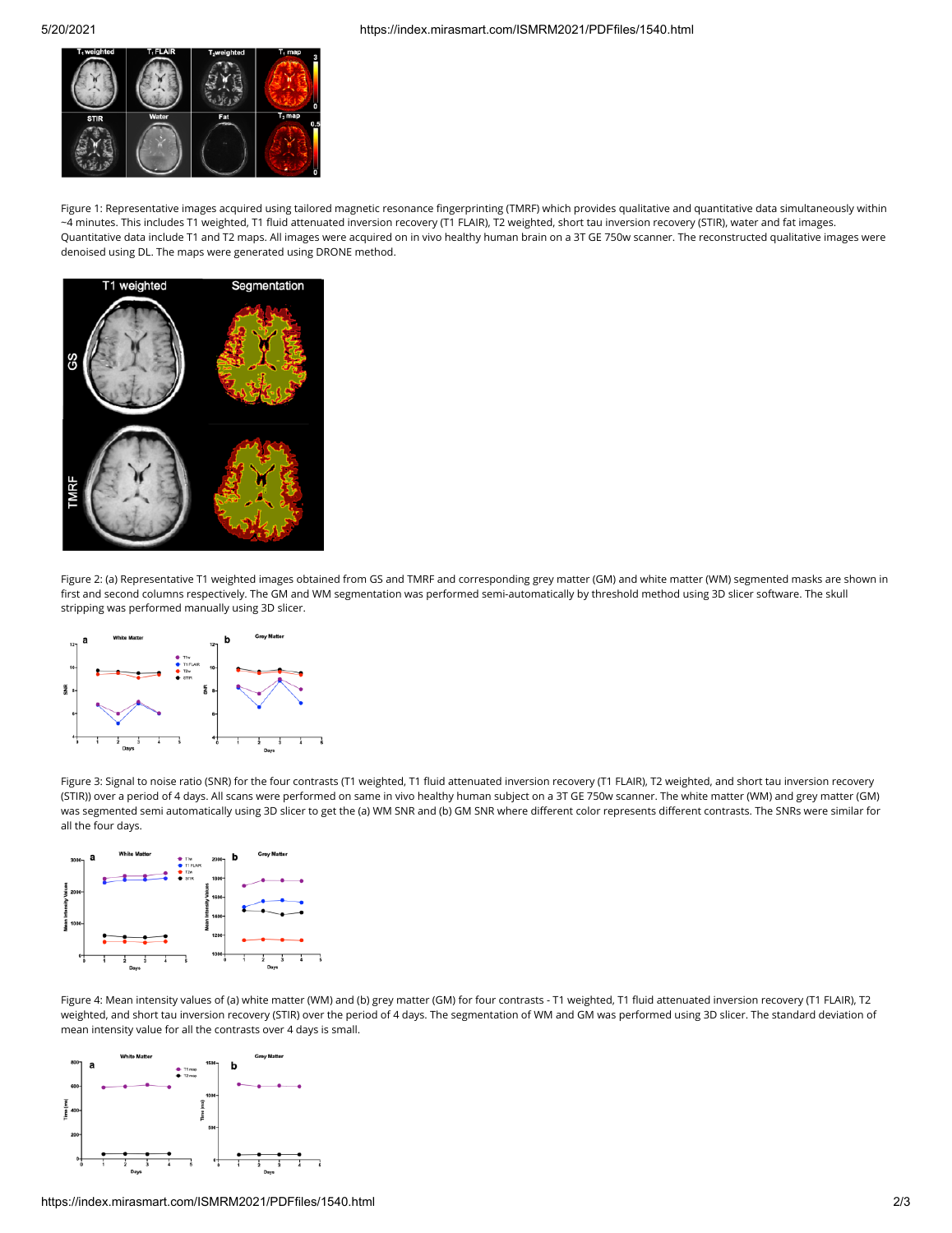Figure 1: Representative images acquired using tailored magnetic resonance fingerprinting (TMRF) which provides qualitative and quantitative data simultaneously within ~4 minutes. This includes T1 weighted, T1 fluid attenuated inversion recovery (T1 FLAIR), T2 weighted, short tau inversion recovery (STIR), water and fat images. Quantitative data include T1 and T2 maps. All images were acquired on in vivo healthy human brain on a 3T GE 750w scanner. The reconstructed qualitative images were denoised using DL. The maps were generated using DRONE method.

Figure 2: (a) Representative T1 weighted images obtained from GS and TMRF and corresponding grey matter (GM) and white matter (WM) segmented masks are shown in first and second columns respectively. The GM and WM segmentation was performed semi-automatically by threshold method using 3D slicer software. The skull stripping was performed manually using 3D slicer.

Figure 3: Signal to noise ratio (SNR) for the four contrasts (T1 weighted, T1 fluid attenuated inversion recovery (T1 FLAIR), T2 weighted, and short tau inversion recovery (STIR)) over a period of 4 days. All scans were performed on same in vivo healthy human subject on a 3T GE 750w scanner. The white matter (WM) and grey matter (GM) was segmented semi automatically using 3D slicer to get the (a) WM SNR and (b) GM SNR where different color represents different contrasts. The SNRs were similar for all the four days.

Figure 4: Mean intensity values of (a) white matter (WM) and (b) grey matter (GM) for four contrasts - T1 weighted, T1 fluid attenuated inversion recovery (T1 FLAIR), T2 weighted, and short tau inversion recovery (STIR) over the period of 4 days. The segmentation of WM and GM was performed using 3D slicer. The standard deviation of mean intensity value for all the contrasts over 4 days is small.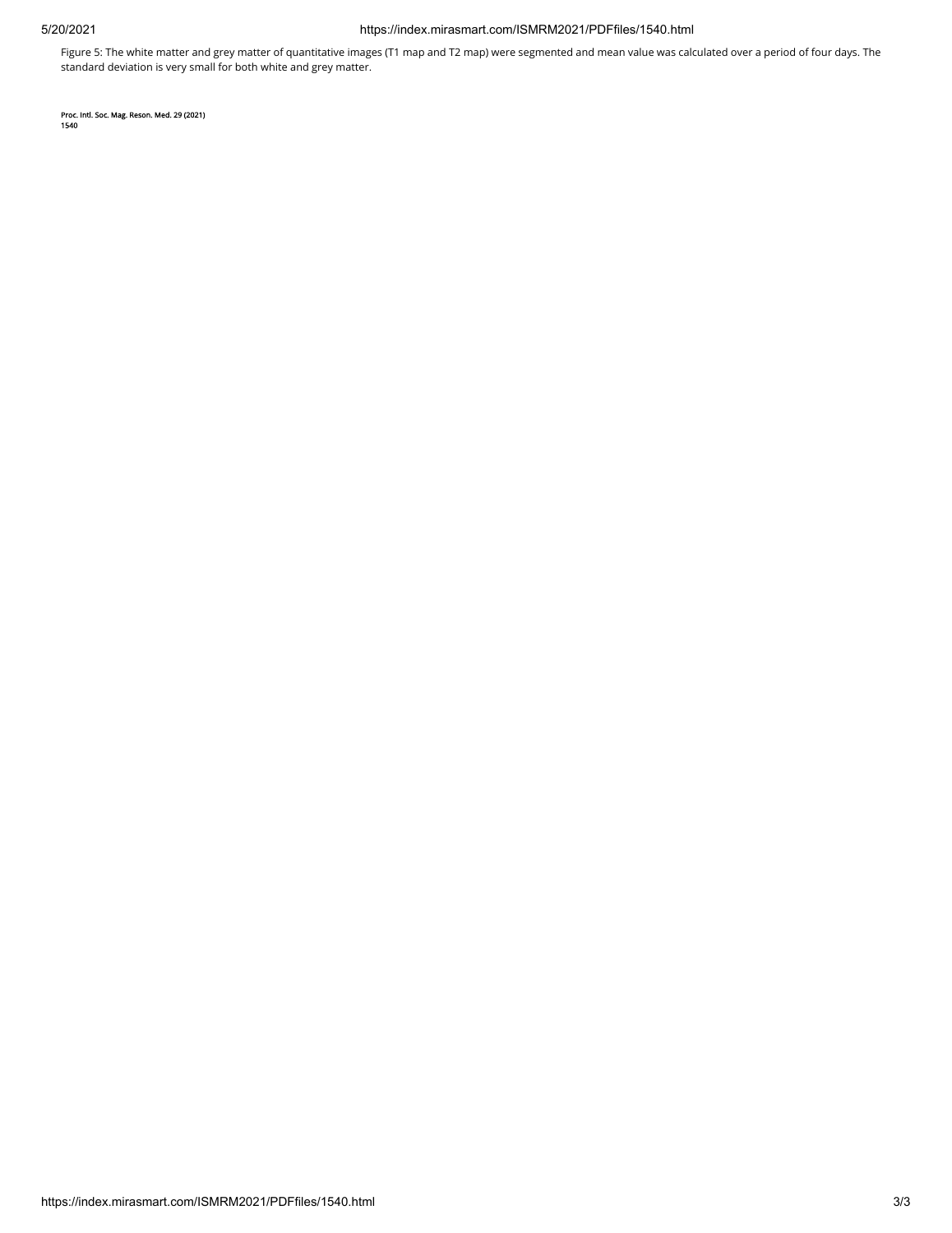Figure 5: The white matter and grey matter of quantitative images (T1 map and T2 map) were segmented and mean value was calculated over a period of four days. The standard deviation is very small for both white and grey matter.

Proc. Intl. Soc. Mag. Reson. Med. 29 (2021)
1540